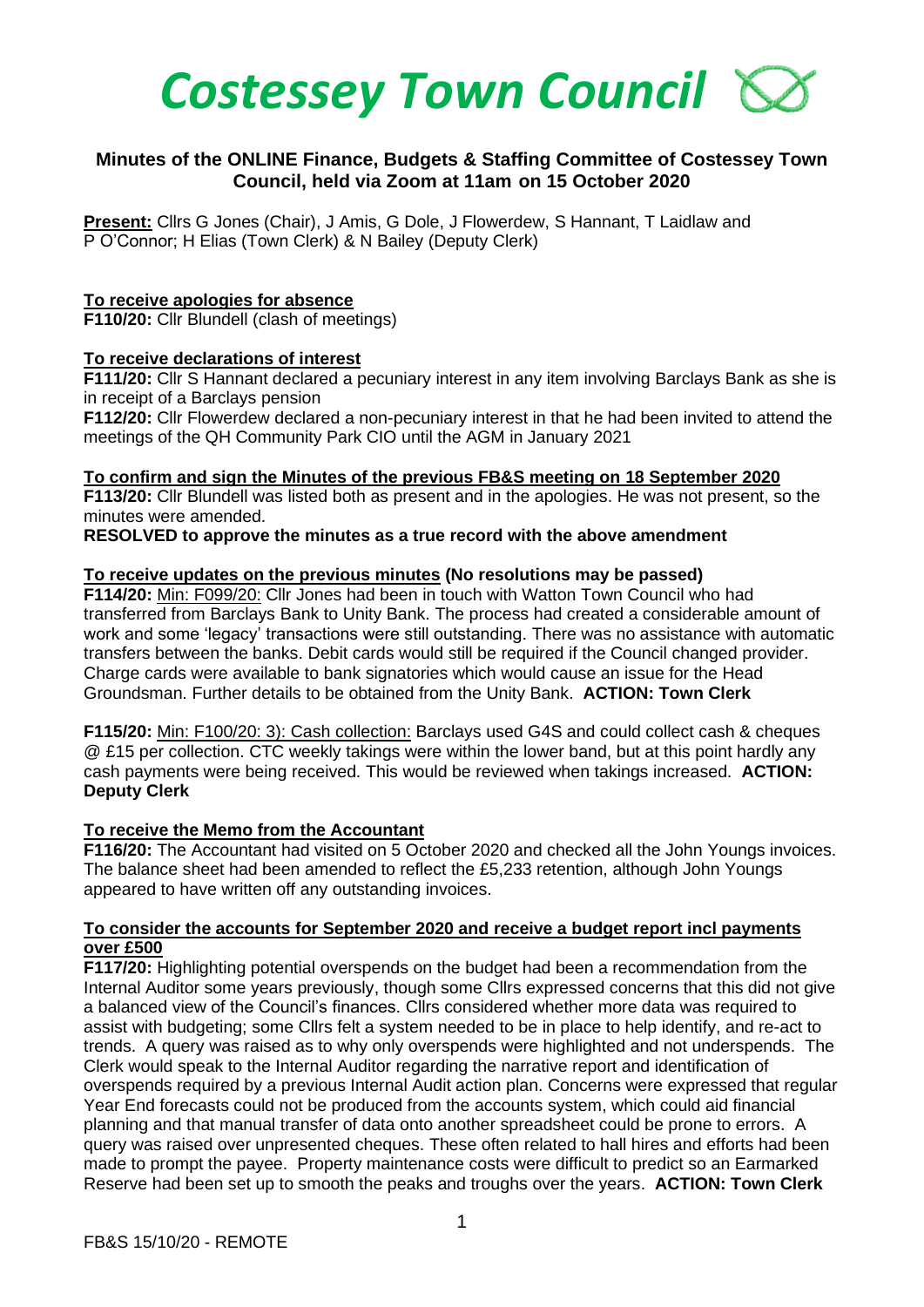# *Costessey Town Council*

## Minutes of the ONLINE Finance, Budgets & Staffing Committee of Costessey Town Council, held via Zoom at 11am on 15 October 2020

**Present:** Cllrs G Jones (Chair), J Amis, G Dole, J Flowerdew, S Hannant, T Laidlaw and P O'Connor; H Elias (Town Clerk) & N Bailey (Deputy Clerk)

**To receive apologies for absence**

**F110/20:** Cllr Blundell (clash of meetings)

**To receive declarations of interest**

**F111/20:** Cllr S Hannant declared a pecuniary interest in any item involving Barclays Bank as she is in receipt of a Barclays pension

**F112/20:** Cllr Flowerdew declared a non-pecuniary interest in that he had been invited to attend the meetings of the QH Community Park CIO until the AGM in January 2021

**To confirm and sign the Minutes of the previous FB&S meeting on 18 September 2020**

**F113/20:** Cllr Blundell was listed both as present and in the apologies. He was not present, so the minutes were amended.

**RESOLVED to approve the minutes as a true record with the above amendment**

**To receive updates on the previous minutes (No resolutions may be passed)**

**F114/20:** Min: F099/20: Cllr Jones had been in touch with Watton Town Council who had transferred from Barclays Bank to Unity Bank. The process had created a considerable amount of work and some 'legacy' transactions were still outstanding. There was no assistance with automatic transfers between the banks. Debit cards would still be required if the Council changed provider. Charge cards were available to bank signatories which would cause an issue for the Head Groundsman. Further details to be obtained from the Unity Bank. **ACTION: Town Clerk**

**F115/20:** Min: F100/20: 3): Cash collection: Barclays used G4S and could collect cash & cheques @ £15 per collection. CTC weekly takings were within the lower band, but at this point hardly any cash payments were being received. This would be reviewed when takings increased. **ACTION: Deputy Clerk**

**To receive the Memo from the Accountant**

**F116/20:** The Accountant had visited on 5 October 2020 and checked all the John Youngs invoices. The balance sheet had been amended to reflect the £5,233 retention, although John Youngs appeared to have written off any outstanding invoices.

**To consider the accounts for September 2020 and receive a budget report incl payments over £500**

**F117/20:** Highlighting potential overspends on the budget had been a recommendation from the Internal Auditor some years previously, though some Cllrs expressed concerns that this did not give a balanced view of the Council's finances. Cllrs considered whether more data was required to assist with budgeting; some Cllrs felt a system needed to be in place to help identify, and re-act to trends. A query was raised as to why only overspends were highlighted and not underspends. The Clerk would speak to the Internal Auditor regarding the narrative report and identification of overspends required by a previous Internal Audit action plan. Concerns were expressed that regular Year End forecasts could not be produced from the accounts system, which could aid financial planning and that manual transfer of data onto another spreadsheet could be prone to errors. A query was raised over unpresented cheques. These often related to hall hires and efforts had been made to prompt the payee. Property maintenance costs were difficult to predict so an Earmarked Reserve had been set up to smooth the peaks and troughs over the years. **ACTION: Town Clerk**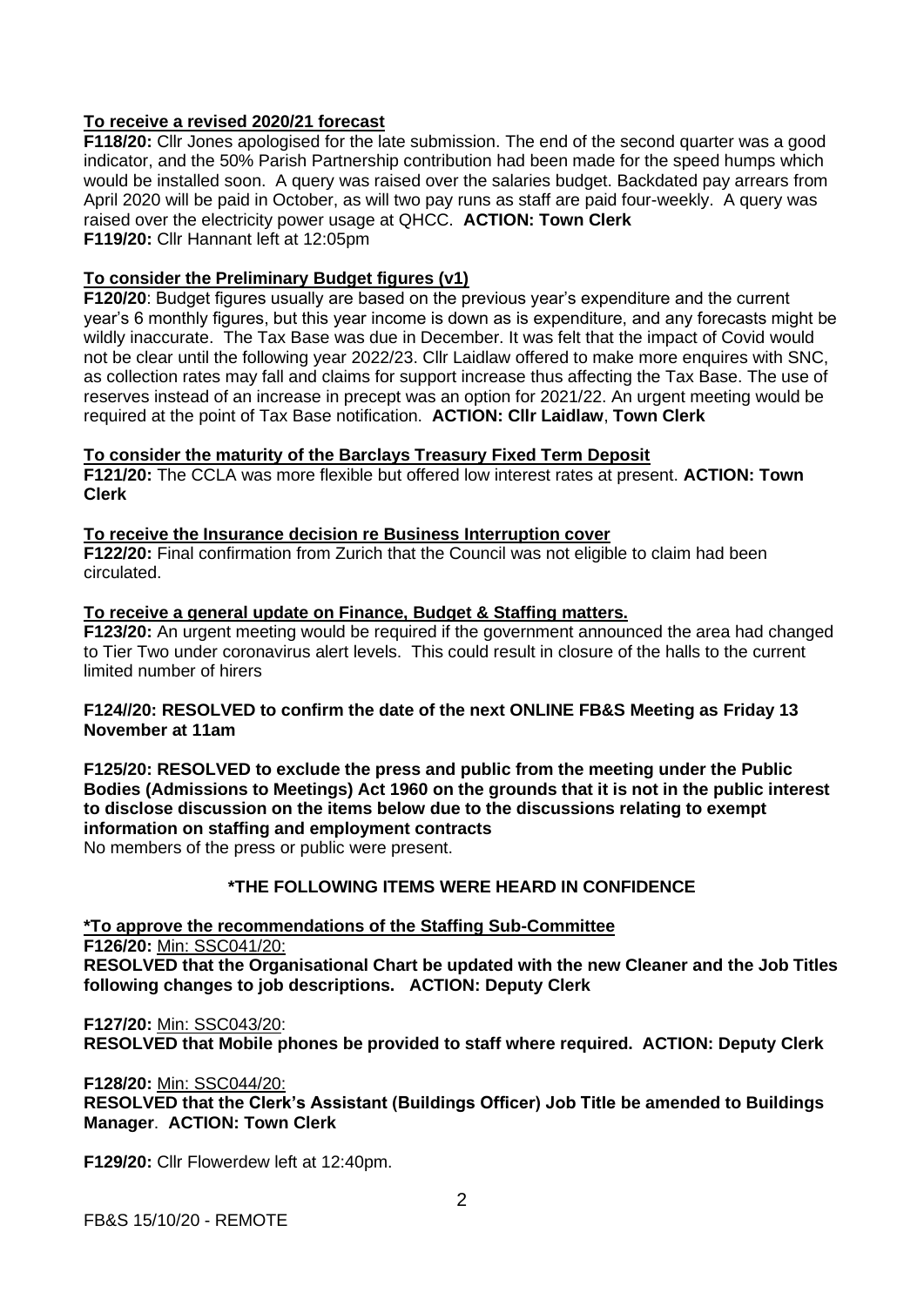**To receive a revised 2020/21 forecast**

**F118/20:** Cllr Jones apologised for the late submission. The end of the second quarter was a good indicator, and the 50% Parish Partnership contribution had been made for the speed humps which would be installed soon. A query was raised over the salaries budget. Backdated pay arrears from April 2020 will be paid in October, as will two pay runs as staff are paid four-weekly. A query was raised over the electricity power usage at QHCC. **ACTION: Town Clerk**

**F119/20:** Cllr Hannant left at 12:05pm

**To consider the Preliminary Budget figures (v1)**

**F120/20**: Budget figures usually are based on the previous year's expenditure and the current year's 6 monthly figures, but this year income is down as is expenditure, and any forecasts might be wildly inaccurate. The Tax Base was due in December. It was felt that the impact of Covid would not be clear until the following year 2022/23. Cllr Laidlaw offered to make more enquires with SNC, as collection rates may fall and claims for support increase thus affecting the Tax Base. The use of reserves instead of an increase in precept was an option for 2021/22. An urgent meeting would be required at the point of Tax Base notification. **ACTION: Cllr Laidlaw**, **Town Clerk**

**To consider the maturity of the Barclays Treasury Fixed Term Deposit**

**F121/20:** The CCLA was more flexible but offered low interest rates at present. **ACTION: Town Clerk**

**To receive the Insurance decision re Business Interruption cover**

**F122/20:** Final confirmation from Zurich that the Council was not eligible to claim had been circulated.

**To receive a general update on Finance, Budget & Staffing matters.**

**F123/20:** An urgent meeting would be required if the government announced the area had changed to Tier Two under coronavirus alert levels. This could result in closure of the halls to the current limited number of hirers

**F124//20: RESOLVED to confirm the date of the next ONLINE FB&S Meeting as Friday 13 November at 11am**

**F125/20: RESOLVED to exclude the press and public from the meeting under the Public Bodies (Admissions to Meetings) Act 1960 on the grounds that it is not in the public interest to disclose discussion on the items below due to the discussions relating to exempt information on staffing and employment contracts**

No members of the press or public were present.

**\*THE FOLLOWING ITEMS WERE HEARD IN CONFIDENCE**

**\*To approve the recommendations of the Staffing Sub-Committee**

**F126/20:** Min: SSC041/20:

**RESOLVED that the Organisational Chart be updated with the new Cleaner and the Job Titles following changes to job descriptions. ACTION: Deputy Clerk**

**F127/20:** Min: SSC043/20:

**RESOLVED that Mobile phones be provided to staff where required. ACTION: Deputy Clerk**

**F128/20:** Min: SSC044/20:

**RESOLVED that the Clerk's Assistant (Buildings Officer) Job Title be amended to Buildings Manager**. **ACTION: Town Clerk**

**F129/20:** Cllr Flowerdew left at 12:40pm.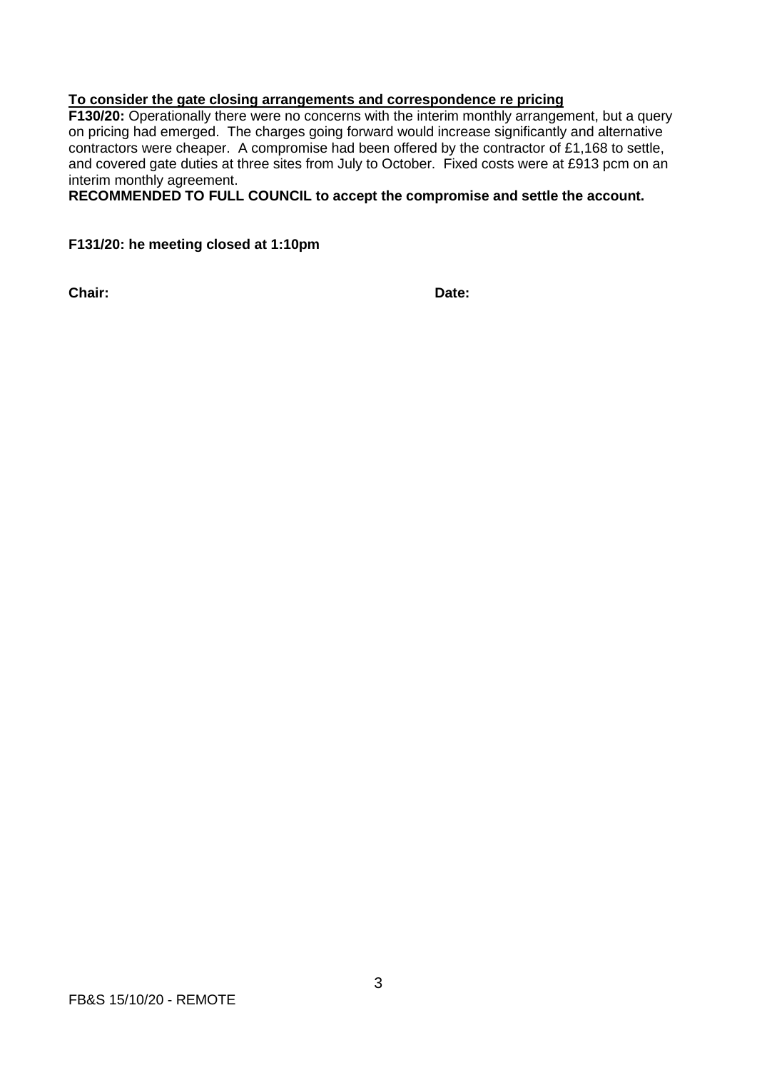**To consider the gate closing arrangements and correspondence re pricing**

**F130/20:** Operationally there were no concerns with the interim monthly arrangement, but a query on pricing had emerged. The charges going forward would increase significantly and alternative contractors were cheaper. A compromise had been offered by the contractor of £1,168 to settle, and covered gate duties at three sites from July to October. Fixed costs were at £913 pcm on an interim monthly agreement.

**RECOMMENDED TO FULL COUNCIL to accept the compromise and settle the account.**

**F131/20: he meeting closed at 1:10pm**

**Chair:** **Date:**